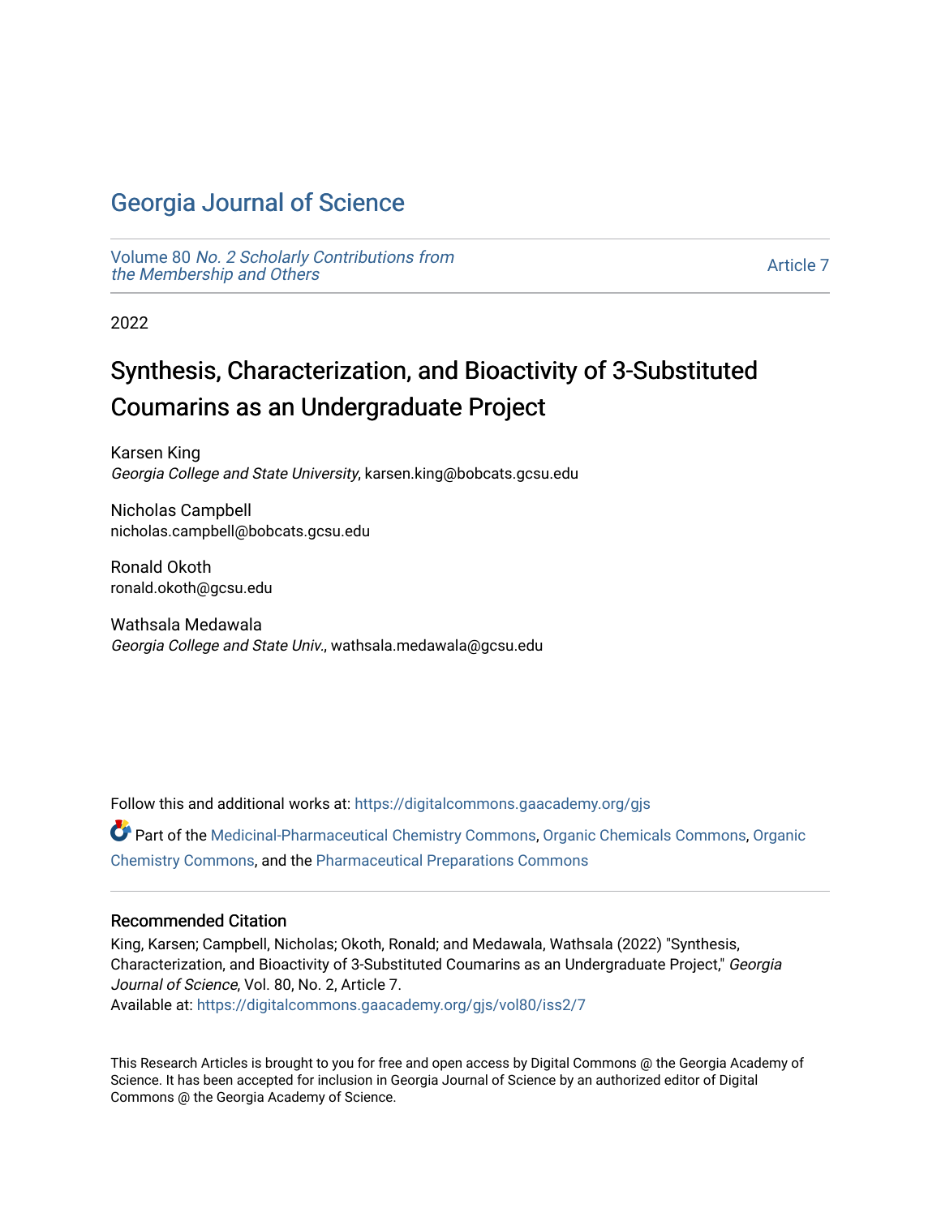# Georgia Journal of Science

Volume 80 *No. 2 Scholarly Contributions from the Membership and Others*

Article 7

2022

## Synthesis, Characterization, and Bioactivity of 3-Substituted Coumarins as an Undergraduate Project

Karsen King
*Georgia College and State University*, karsen.king@bobcats.gcsu.edu

Nicholas Campbell
nicholas.campbell@bobcats.gcsu.edu

Ronald Okoth
ronald.okoth@gcsu.edu

Wathsala Medawala
*Georgia College and State Univ.*, wathsala.medawala@gcsu.edu

Follow this and additional works at: https://digitalcommons.gaacademy.org/gjs

Part of the Medicinal-Pharmaceutical Chemistry Commons, Organic Chemicals Commons, Organic Chemistry Commons, and the Pharmaceutical Preparations Commons

### Recommended Citation

King, Karsen; Campbell, Nicholas; Okoth, Ronald; and Medawala, Wathsala (2022) "Synthesis, Characterization, and Bioactivity of 3-Substituted Coumarins as an Undergraduate Project," *Georgia Journal of Science*, Vol. 80, No. 2, Article 7.
Available at: https://digitalcommons.gaacademy.org/gjs/vol80/iss2/7

This Research Articles is brought to you for free and open access by Digital Commons @ the Georgia Academy of Science. It has been accepted for inclusion in Georgia Journal of Science by an authorized editor of Digital Commons @ the Georgia Academy of Science.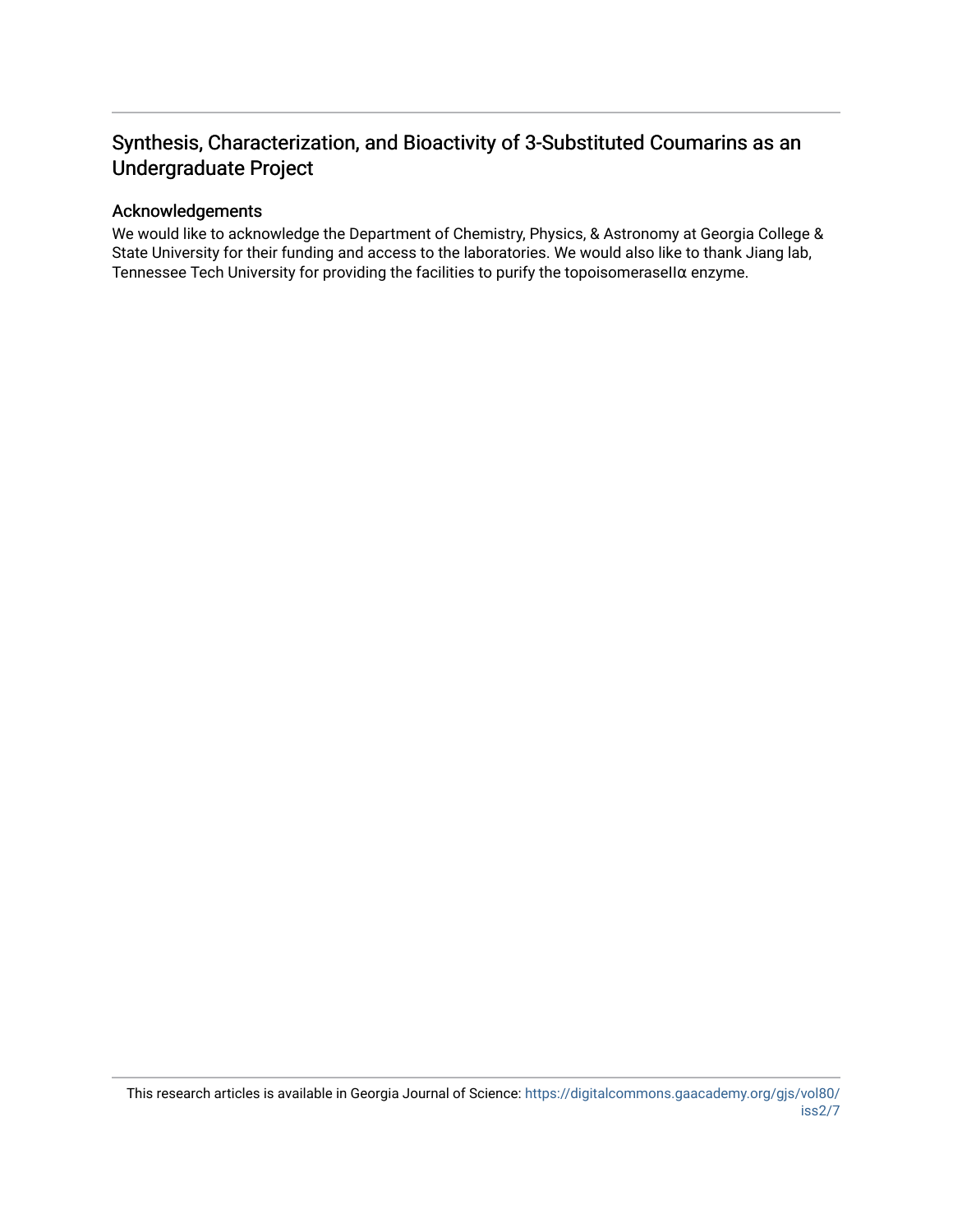# Synthesis, Characterization, and Bioactivity of 3-Substituted Coumarins as an Undergraduate Project

## Acknowledgements

We would like to acknowledge the Department of Chemistry, Physics, & Astronomy at Georgia College & State University for their funding and access to the laboratories. We would also like to thank Jiang lab, Tennessee Tech University for providing the facilities to purify the topoisomeraseIIα enzyme.

This research articles is available in Georgia Journal of Science: https://digitalcommons.gaacademy.org/gjs/vol80/iss2/7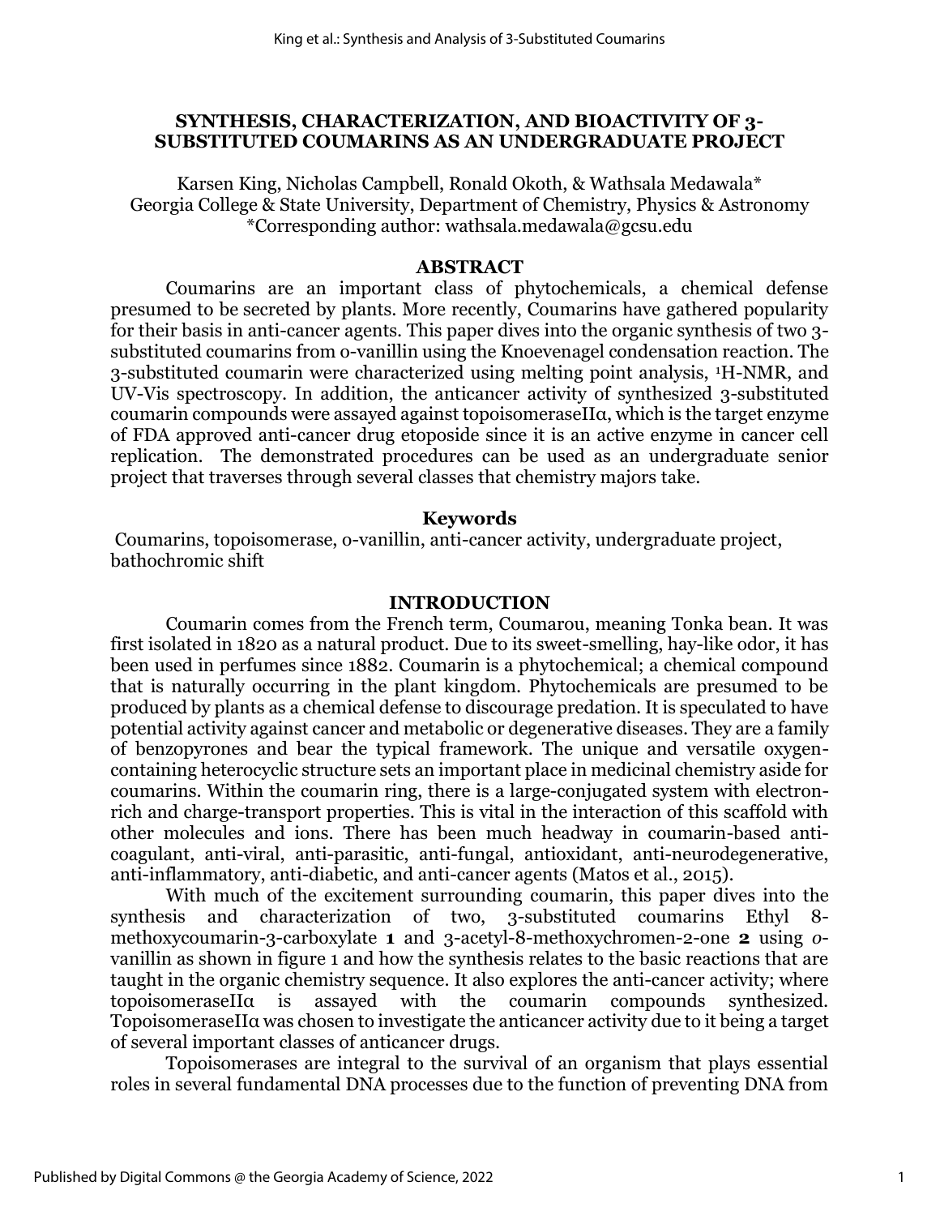# SYNTHESIS, CHARACTERIZATION, AND BIOACTIVITY OF 3-SUBSTITUTED COUMARINS AS AN UNDERGRADUATE PROJECT

Karsen King, Nicholas Campbell, Ronald Okoth, & Wathsala Medawala*
Georgia College & State University, Department of Chemistry, Physics & Astronomy
*Corresponding author: wathsala.medawala@gcsu.edu

## ABSTRACT

Coumarins are an important class of phytochemicals, a chemical defense presumed to be secreted by plants. More recently, Coumarins have gathered popularity for their basis in anti-cancer agents. This paper dives into the organic synthesis of two 3-substituted coumarins from o-vanillin using the Knoevenagel condensation reaction. The 3-substituted coumarin were characterized using melting point analysis, $^{1}$H-NMR, and UV-Vis spectroscopy. In addition, the anticancer activity of synthesized 3-substituted coumarin compounds were assayed against topoisomeraseIIα, which is the target enzyme of FDA approved anti-cancer drug etoposide since it is an active enzyme in cancer cell replication. The demonstrated procedures can be used as an undergraduate senior project that traverses through several classes that chemistry majors take.

## Keywords

Coumarins, topoisomerase, o-vanillin, anti-cancer activity, undergraduate project, bathochromic shift

## INTRODUCTION

Coumarin comes from the French term, Coumarou, meaning Tonka bean. It was first isolated in 1820 as a natural product. Due to its sweet-smelling, hay-like odor, it has been used in perfumes since 1882. Coumarin is a phytochemical; a chemical compound that is naturally occurring in the plant kingdom. Phytochemicals are presumed to be produced by plants as a chemical defense to discourage predation. It is speculated to have potential activity against cancer and metabolic or degenerative diseases. They are a family of benzopyrones and bear the typical framework. The unique and versatile oxygen-containing heterocyclic structure sets an important place in medicinal chemistry aside for coumarins. Within the coumarin ring, there is a large-conjugated system with electron-rich and charge-transport properties. This is vital in the interaction of this scaffold with other molecules and ions. There has been much headway in coumarin-based anti-coagulant, anti-viral, anti-parasitic, anti-fungal, antioxidant, anti-neurodegenerative, anti-inflammatory, anti-diabetic, and anti-cancer agents (Matos et al., 2015).

With much of the excitement surrounding coumarin, this paper dives into the synthesis and characterization of two, 3-substituted coumarins Ethyl 8-methoxycoumarin-3-carboxylate **1** and 3-acetyl-8-methoxychromen-2-one **2** using *o*-vanillin as shown in figure 1 and how the synthesis relates to the basic reactions that are taught in the organic chemistry sequence. It also explores the anti-cancer activity; where topoisomeraseIIα is assayed with the coumarin compounds synthesized. TopoisomeraseIIα was chosen to investigate the anticancer activity due to it being a target of several important classes of anticancer drugs.

Topoisomerases are integral to the survival of an organism that plays essential roles in several fundamental DNA processes due to the function of preventing DNA from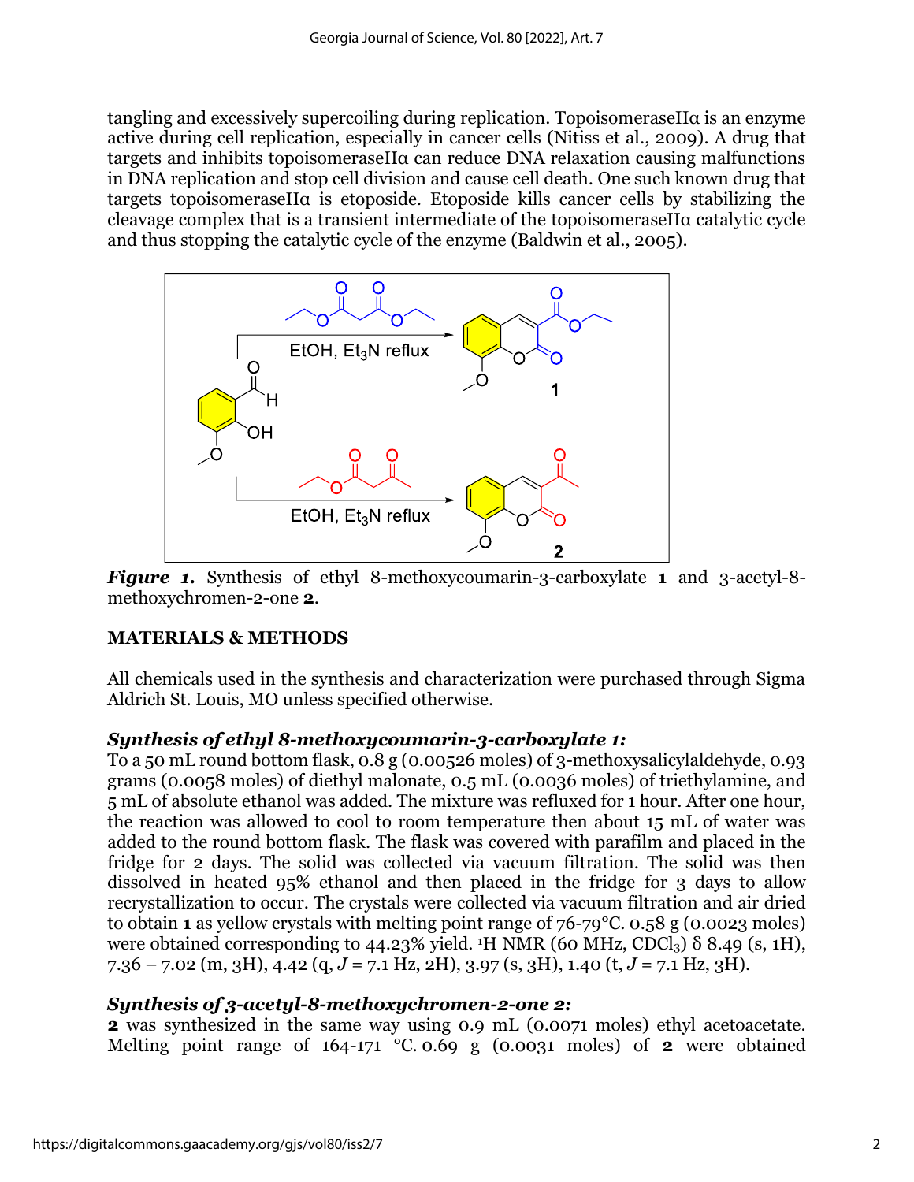tangling and excessively supercoiling during replication. TopoisomeraseIIα is an enzyme active during cell replication, especially in cancer cells (Nitiss et al., 2009). A drug that targets and inhibits topoisomeraseIIα can reduce DNA relaxation causing malfunctions in DNA replication and stop cell division and cause cell death. One such known drug that targets topoisomeraseIIα is etoposide. Etoposide kills cancer cells by stabilizing the cleavage complex that is a transient intermediate of the topoisomeraseIIα catalytic cycle and thus stopping the catalytic cycle of the enzyme (Baldwin et al., 2005).

***Figure 1.*** Synthesis of ethyl 8-methoxycoumarin-3-carboxylate **1** and 3-acetyl-8-methoxychromen-2-one **2**.

## MATERIALS & METHODS

All chemicals used in the synthesis and characterization were purchased through Sigma Aldrich St. Louis, MO unless specified otherwise.

### *Synthesis of ethyl 8-methoxycoumarin-3-carboxylate 1:*

To a 50 mL round bottom flask, 0.8 g (0.00526 moles) of 3-methoxysalicylaldehyde, 0.93 grams (0.0058 moles) of diethyl malonate, 0.5 mL (0.0036 moles) of triethylamine, and 5 mL of absolute ethanol was added. The mixture was refluxed for 1 hour. After one hour, the reaction was allowed to cool to room temperature then about 15 mL of water was added to the round bottom flask. The flask was covered with parafilm and placed in the fridge for 2 days. The solid was collected via vacuum filtration. The solid was then dissolved in heated 95% ethanol and then placed in the fridge for 3 days to allow recrystallization to occur. The crystals were collected via vacuum filtration and air dried to obtain **1** as yellow crystals with melting point range of 76-79°C. 0.58 g (0.0023 moles) were obtained corresponding to 44.23% yield. $^{1}$H NMR (60 MHz, $CDCl_3$) δ 8.49 (s, 1H), 7.36 – 7.02 (m, 3H), 4.42 (q, $J$ = 7.1 Hz, 2H), 3.97 (s, 3H), 1.40 (t, $J$ = 7.1 Hz, 3H).

### *Synthesis of 3-acetyl-8-methoxychromen-2-one 2:*

**2** was synthesized in the same way using 0.9 mL (0.0071 moles) ethyl acetoacetate. Melting point range of 164-171 °C. 0.69 g (0.0031 moles) of **2** were obtained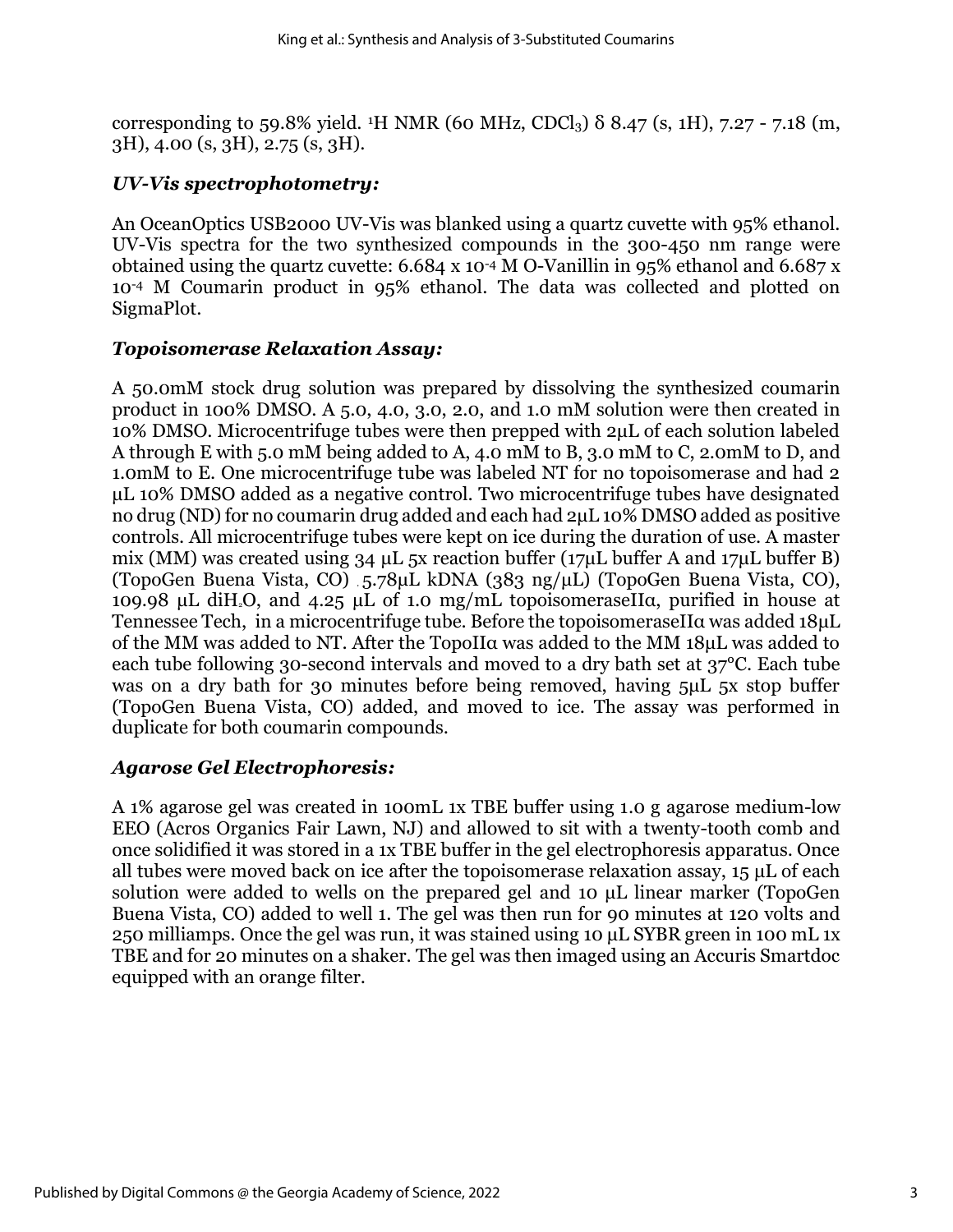corresponding to 59.8% yield. $^{1}H$ NMR (60 MHz, $CDCl_3$) δ 8.47 (s, 1H), 7.27 - 7.18 (m, 3H), 4.00 (s, 3H), 2.75 (s, 3H).

### *UV-Vis spectrophotometry:*

An OceanOptics USB2000 UV-Vis was blanked using a quartz cuvette with 95% ethanol. UV-Vis spectra for the two synthesized compounds in the 300-450 nm range were obtained using the quartz cuvette: $6.684 \times 10^{-4}$ M O-Vanillin in 95% ethanol and $6.687 \times 10^{-4}$ M Coumarin product in 95% ethanol. The data was collected and plotted on SigmaPlot.

### *Topoisomerase Relaxation Assay:*

A 50.0mM stock drug solution was prepared by dissolving the synthesized coumarin product in 100% DMSO. A 5.0, 4.0, 3.0, 2.0, and 1.0 mM solution were then created in 10% DMSO. Microcentrifuge tubes were then prepped with 2µL of each solution labeled A through E with 5.0 mM being added to A, 4.0 mM to B, 3.0 mM to C, 2.0mM to D, and 1.0mM to E. One microcentrifuge tube was labeled NT for no topoisomerase and had 2 µL 10% DMSO added as a negative control. Two microcentrifuge tubes have designated no drug (ND) for no coumarin drug added and each had 2µL 10% DMSO added as positive controls. All microcentrifuge tubes were kept on ice during the duration of use. A master mix (MM) was created using 34 µL 5x reaction buffer (17µL buffer A and 17µL buffer B) (TopoGen Buena Vista, CO) . 5.78µL kDNA (383 ng/µL) (TopoGen Buena Vista, CO), 109.98 µL di$H_2O$, and 4.25 µL of 1.0 mg/mL topoisomeraseIIα, purified in house at Tennessee Tech, in a microcentrifuge tube. Before the topoisomeraseIIα was added 18µL of the MM was added to NT. After the TopoIIα was added to the MM 18µL was added to each tube following 30-second intervals and moved to a dry bath set at 37°C. Each tube was on a dry bath for 30 minutes before being removed, having 5µL 5x stop buffer (TopoGen Buena Vista, CO) added, and moved to ice. The assay was performed in duplicate for both coumarin compounds.

### *Agarose Gel Electrophoresis:*

A 1% agarose gel was created in 100mL 1x TBE buffer using 1.0 g agarose medium-low EEO (Acros Organics Fair Lawn, NJ) and allowed to sit with a twenty-tooth comb and once solidified it was stored in a 1x TBE buffer in the gel electrophoresis apparatus. Once all tubes were moved back on ice after the topoisomerase relaxation assay, 15 µL of each solution were added to wells on the prepared gel and 10 µL linear marker (TopoGen Buena Vista, CO) added to well 1. The gel was then run for 90 minutes at 120 volts and 250 milliamps. Once the gel was run, it was stained using 10 µL SYBR green in 100 mL 1x TBE and for 20 minutes on a shaker. The gel was then imaged using an Accuris Smartdoc equipped with an orange filter.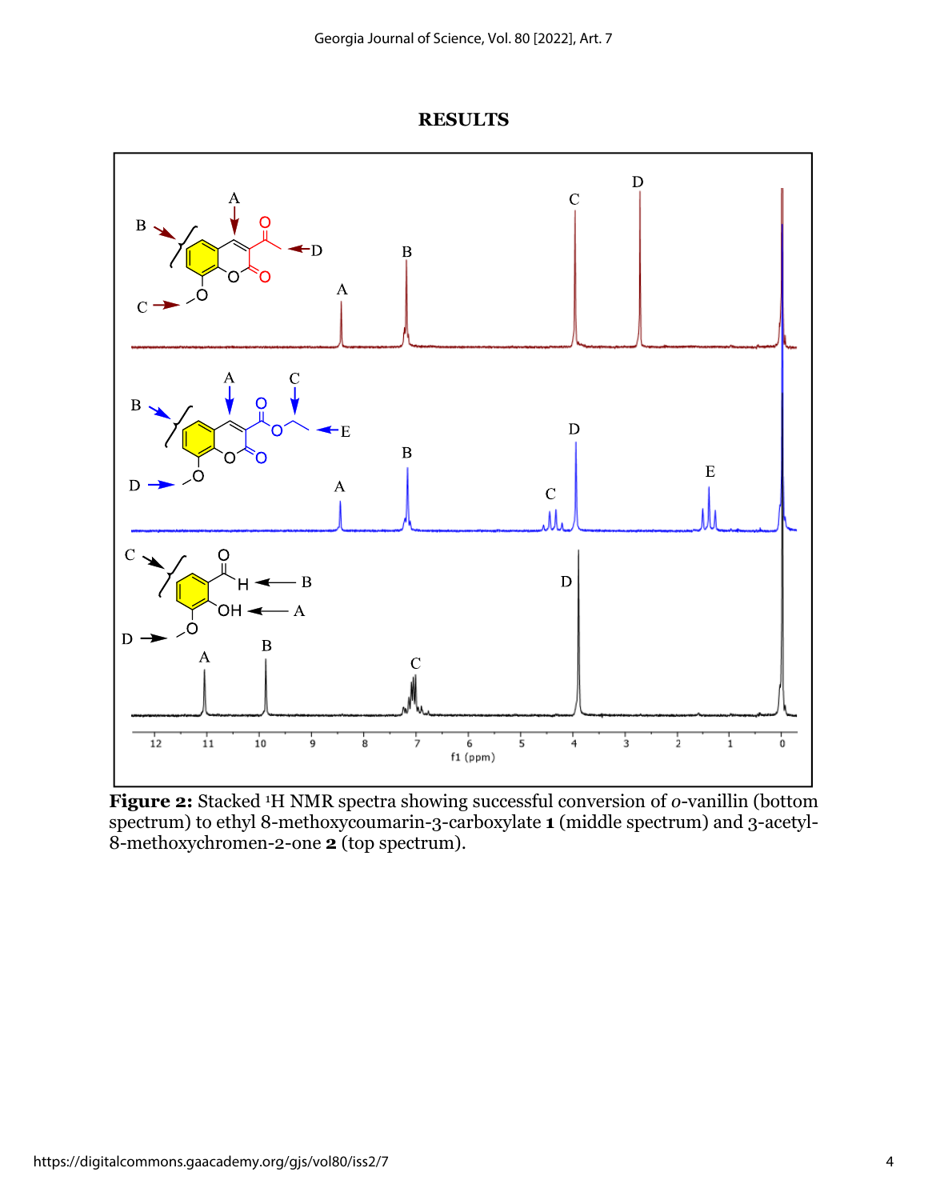# RESULTS

**Figure 2:** Stacked [1]H NMR spectra showing successful conversion of *o*-vanillin (bottom spectrum) to ethyl 8-methoxycoumarin-3-carboxylate **1** (middle spectrum) and 3-acetyl-8-methoxychromen-2-one **2** (top spectrum).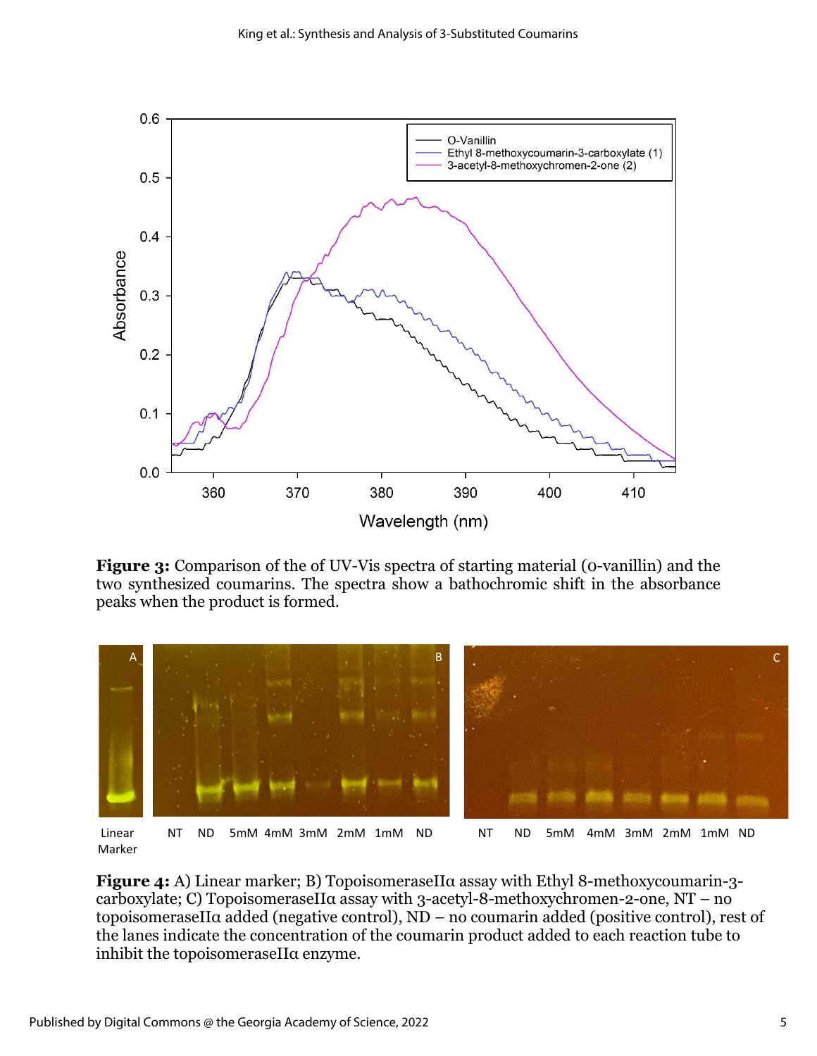**Figure 3:** Comparison of the of UV-Vis spectra of starting material (o-vanillin) and the two synthesized coumarins. The spectra show a bathochromic shift in the absorbance peaks when the product is formed.

**Figure 4:** A) Linear marker; B) TopoisomeraseIIα assay with Ethyl 8-methoxycoumarin-3-carboxylate; C) TopoisomeraseIIα assay with 3-acetyl-8-methoxychromen-2-one, NT – no topoisomeraseIIα added (negative control), ND – no coumarin added (positive control), rest of the lanes indicate the concentration of the coumarin product added to each reaction tube to inhibit the topoisomeraseIIα enzyme.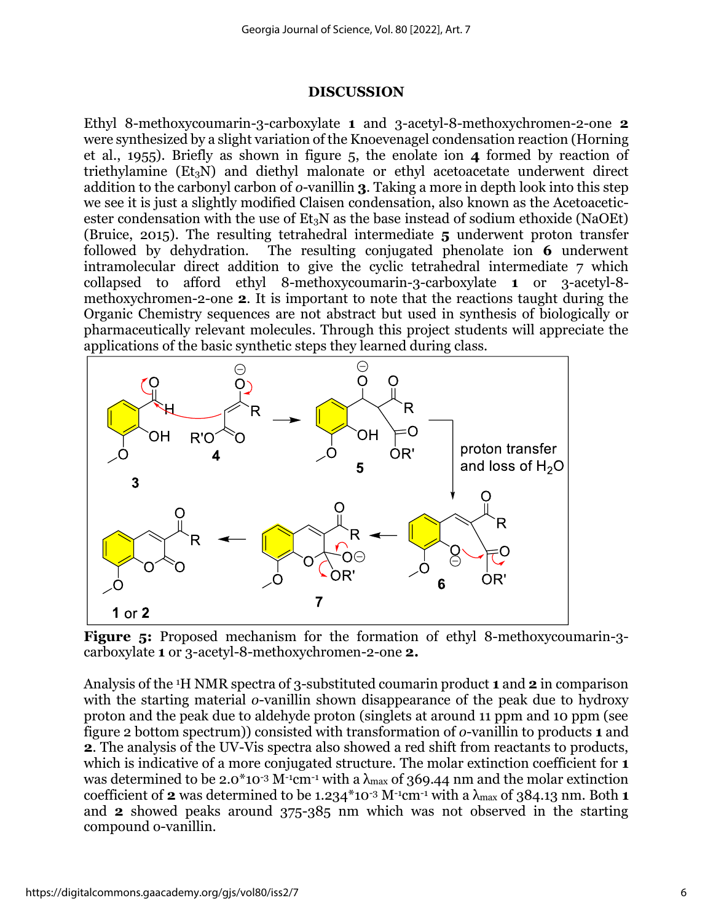## DISCUSSION

Ethyl 8-methoxycoumarin-3-carboxylate **1** and 3-acetyl-8-methoxychromen-2-one **2** were synthesized by a slight variation of the Knoevenagel condensation reaction (Horning et al., 1955). Briefly as shown in figure 5, the enolate ion **4** formed by reaction of triethylamine ($Et_3N$) and diethyl malonate or ethyl acetoacetate underwent direct addition to the carbonyl carbon of *o*-vanillin **3**. Taking a more in depth look into this step we see it is just a slightly modified Claisen condensation, also known as the Acetoacetic-ester condensation with the use of $Et_3N$ as the base instead of sodium ethoxide (NaOEt) (Bruice, 2015). The resulting tetrahedral intermediate **5** underwent proton transfer followed by dehydration. The resulting conjugated phenolate ion **6** underwent intramolecular direct addition to give the cyclic tetrahedral intermediate 7 which collapsed to afford ethyl 8-methoxycoumarin-3-carboxylate **1** or 3-acetyl-8-methoxychromen-2-one **2**. It is important to note that the reactions taught during the Organic Chemistry sequences are not abstract but used in synthesis of biologically or pharmaceutically relevant molecules. Through this project students will appreciate the applications of the basic synthetic steps they learned during class.

**Figure 5:** Proposed mechanism for the formation of ethyl 8-methoxycoumarin-3-carboxylate **1** or 3-acetyl-8-methoxychromen-2-one **2.**

Analysis of the $^1$H NMR spectra of 3-substituted coumarin product **1** and **2** in comparison with the starting material *o*-vanillin shown disappearance of the peak due to hydroxy proton and the peak due to aldehyde proton (singlets at around 11 ppm and 10 ppm (see figure 2 bottom spectrum)) consisted with transformation of *o*-vanillin to products **1** and **2**. The analysis of the UV-Vis spectra also showed a red shift from reactants to products, which is indicative of a more conjugated structure. The molar extinction coefficient for **1** was determined to be $2.0*10^{-3}$ $M^{-1}cm^{-1}$ with a $\lambda_{max}$ of 369.44 nm and the molar extinction coefficient of **2** was determined to be $1.234*10^{-3}$ $M^{-1}cm^{-1}$ with a $\lambda_{max}$ of 384.13 nm. Both **1** and **2** showed peaks around 375-385 nm which was not observed in the starting compound o-vanillin.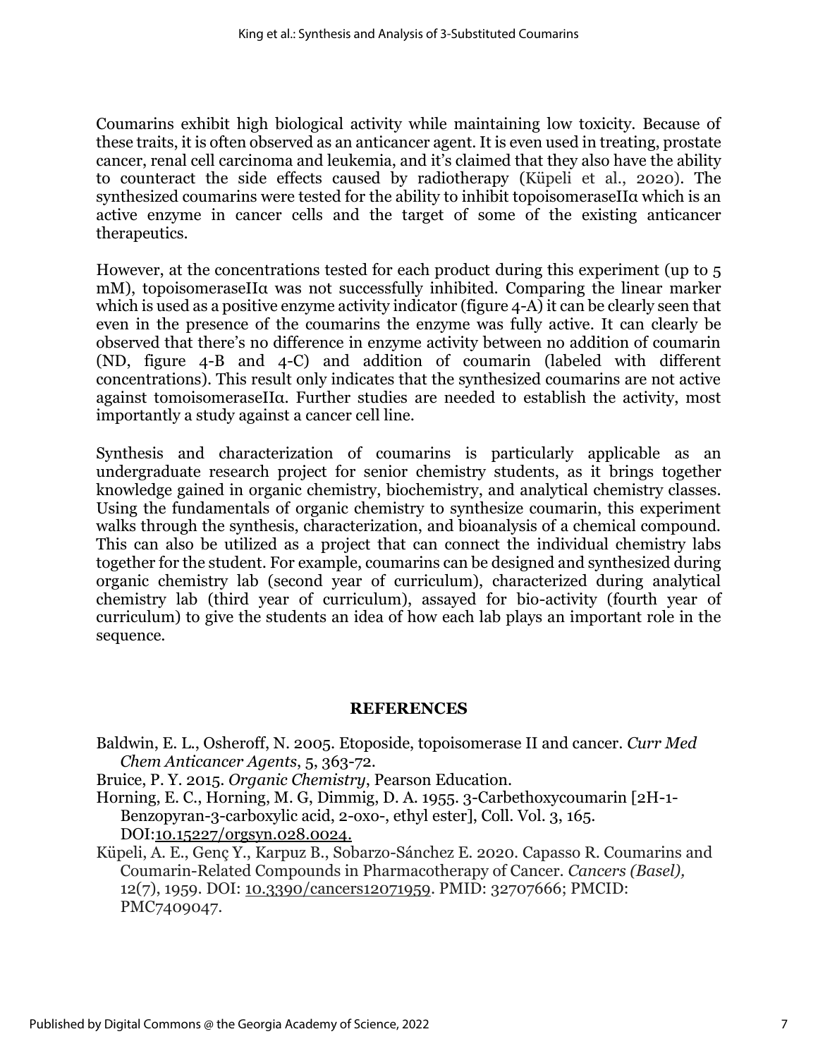Coumarins exhibit high biological activity while maintaining low toxicity. Because of these traits, it is often observed as an anticancer agent. It is even used in treating, prostate cancer, renal cell carcinoma and leukemia, and it's claimed that they also have the ability to counteract the side effects caused by radiotherapy (Küpeli et al., 2020). The synthesized coumarins were tested for the ability to inhibit topoisomeraseIIα which is an active enzyme in cancer cells and the target of some of the existing anticancer therapeutics.

However, at the concentrations tested for each product during this experiment (up to 5 mM), topoisomeraseIIα was not successfully inhibited. Comparing the linear marker which is used as a positive enzyme activity indicator (figure 4-A) it can be clearly seen that even in the presence of the coumarins the enzyme was fully active. It can clearly be observed that there's no difference in enzyme activity between no addition of coumarin (ND, figure 4-B and 4-C) and addition of coumarin (labeled with different concentrations). This result only indicates that the synthesized coumarins are not active against tomoisomeraseIIα. Further studies are needed to establish the activity, most importantly a study against a cancer cell line.

Synthesis and characterization of coumarins is particularly applicable as an undergraduate research project for senior chemistry students, as it brings together knowledge gained in organic chemistry, biochemistry, and analytical chemistry classes. Using the fundamentals of organic chemistry to synthesize coumarin, this experiment walks through the synthesis, characterization, and bioanalysis of a chemical compound. This can also be utilized as a project that can connect the individual chemistry labs together for the student. For example, coumarins can be designed and synthesized during organic chemistry lab (second year of curriculum), characterized during analytical chemistry lab (third year of curriculum), assayed for bio-activity (fourth year of curriculum) to give the students an idea of how each lab plays an important role in the sequence.

## REFERENCES

Baldwin, E. L., Osheroff, N. 2005. Etoposide, topoisomerase II and cancer. *Curr Med Chem Anticancer Agents*, 5, 363-72.

Bruice, P. Y. 2015. *Organic Chemistry*, Pearson Education.

Horning, E. C., Horning, M. G, Dimmig, D. A. 1955. 3-Carbethoxycoumarin [2H-1-Benzopyran-3-carboxylic acid, 2-oxo-, ethyl ester], Coll. Vol. 3, 165. DOI:10.15227/orgsyn.028.0024.

Küpeli, A. E., Genç Y., Karpuz B., Sobarzo-Sánchez E. 2020. Capasso R. Coumarins and Coumarin-Related Compounds in Pharmacotherapy of Cancer. *Cancers (Basel),* 12(7), 1959. DOI: 10.3390/cancers12071959. PMID: 32707666; PMCID: PMC7409047.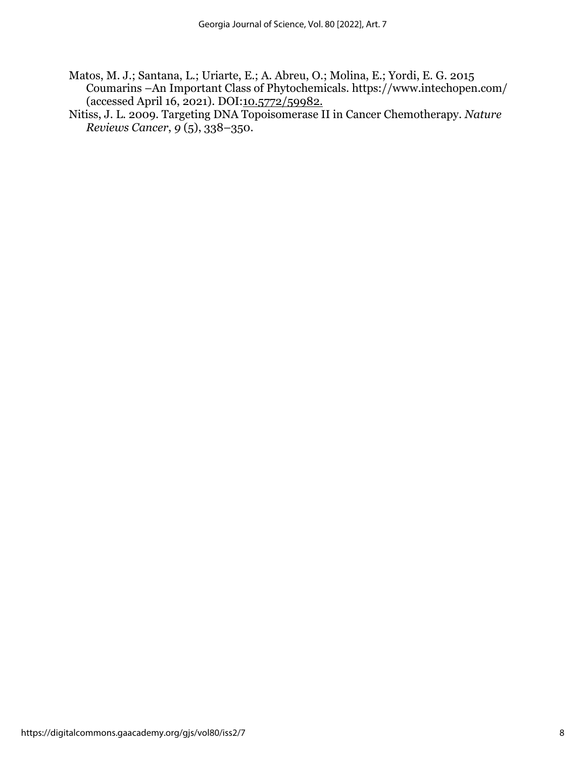Matos, M. J.; Santana, L.; Uriarte, E.; A. Abreu, O.; Molina, E.; Yordi, E. G. 2015 Coumarins –An Important Class of Phytochemicals. https://www.intechopen.com/ (accessed April 16, 2021). DOI:10.5772/59982.

Nitiss, J. L. 2009. Targeting DNA Topoisomerase II in Cancer Chemotherapy. *Nature Reviews Cancer*, *9* (5), 338–350.